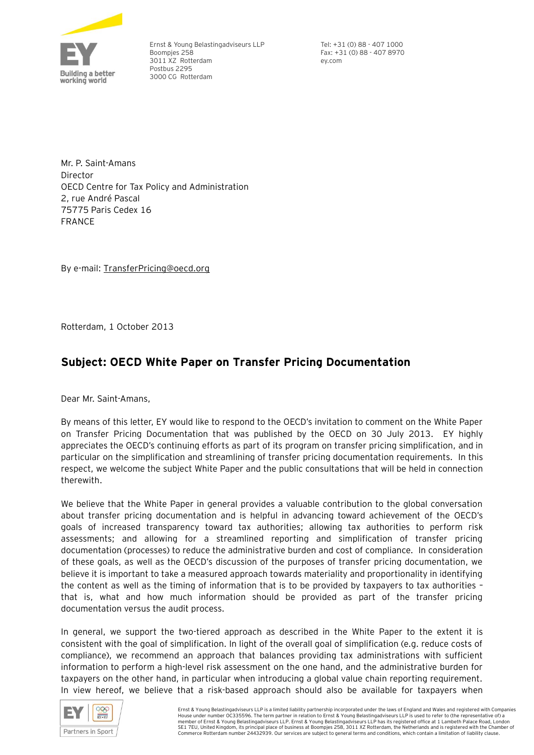Ernst & Young Belastingadviseurs LLP
Boompjes 258
3011 XZ Rotterdam
Postbus 2295
3000 CG Rotterdam

Tel: +31 (0) 88 - 407 1000
Fax: +31 (0) 88 - 407 8970
ey.com

Mr. P. Saint-Amans
Director
OECD Centre for Tax Policy and Administration
2, rue André Pascal
75775 Paris Cedex 16
FRANCE

By e-mail: TransferPricing@oecd.org

Rotterdam, 1 October 2013

## Subject: OECD White Paper on Transfer Pricing Documentation

Dear Mr. Saint-Amans,

By means of this letter, EY would like to respond to the OECD's invitation to comment on the White Paper on Transfer Pricing Documentation that was published by the OECD on 30 July 2013. EY highly appreciates the OECD's continuing efforts as part of its program on transfer pricing simplification, and in particular on the simplification and streamlining of transfer pricing documentation requirements. In this respect, we welcome the subject White Paper and the public consultations that will be held in connection therewith.

We believe that the White Paper in general provides a valuable contribution to the global conversation about transfer pricing documentation and is helpful in advancing toward achievement of the OECD's goals of increased transparency toward tax authorities; allowing tax authorities to perform risk assessments; and allowing for a streamlined reporting and simplification of transfer pricing documentation (processes) to reduce the administrative burden and cost of compliance. In consideration of these goals, as well as the OECD's discussion of the purposes of transfer pricing documentation, we believe it is important to take a measured approach towards materiality and proportionality in identifying the content as well as the timing of information that is to be provided by taxpayers to tax authorities – that is, what and how much information should be provided as part of the transfer pricing documentation versus the audit process.

In general, we support the two-tiered approach as described in the White Paper to the extent it is consistent with the goal of simplification. In light of the overall goal of simplification (e.g. reduce costs of compliance), we recommend an approach that balances providing tax administrations with sufficient information to perform a high-level risk assessment on the one hand, and the administrative burden for taxpayers on the other hand, in particular when introducing a global value chain reporting requirement. In view hereof, we believe that a risk-based approach should also be available for taxpayers when

Ernst & Young Belastingadviseurs LLP is a limited liability partnership incorporated under the laws of England and Wales and registered with Companies House under number OC335596. The term partner in relation to Ernst & Young Belastingadviseurs LLP is used to refer to (the representative of) a member of Ernst & Young Belastingadviseurs LLP. Ernst & Young Belastingadviseurs LLP has its registered office at 1 Lambeth Palace Road, London SE1 7EU, United Kingdom, its principal place of business at Boompjes 258, 3011 XZ Rotterdam, the Netherlands and is registered with the Chamber of Commerce Rotterdam number 24432939. Our services are subject to general terms and conditions, which contain a limitation of liability clause.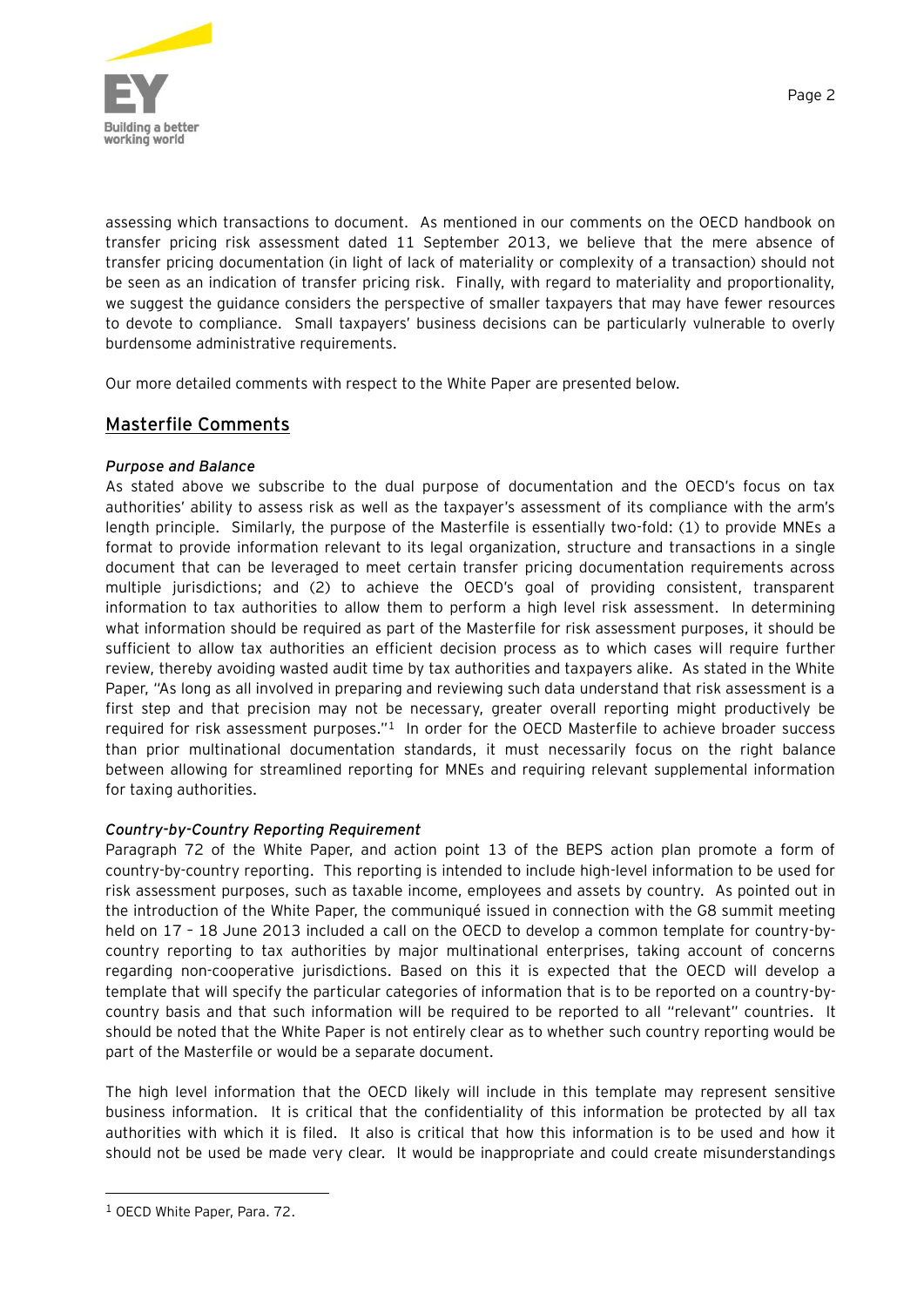assessing which transactions to document. As mentioned in our comments on the OECD handbook on transfer pricing risk assessment dated 11 September 2013, we believe that the mere absence of transfer pricing documentation (in light of lack of materiality or complexity of a transaction) should not be seen as an indication of transfer pricing risk. Finally, with regard to materiality and proportionality, we suggest the guidance considers the perspective of smaller taxpayers that may have fewer resources to devote to compliance. Small taxpayers' business decisions can be particularly vulnerable to overly burdensome administrative requirements.

Our more detailed comments with respect to the White Paper are presented below.

## Masterfile Comments

### *Purpose and Balance*

As stated above we subscribe to the dual purpose of documentation and the OECD's focus on tax authorities' ability to assess risk as well as the taxpayer's assessment of its compliance with the arm's length principle. Similarly, the purpose of the Masterfile is essentially two-fold: (1) to provide MNEs a format to provide information relevant to its legal organization, structure and transactions in a single document that can be leveraged to meet certain transfer pricing documentation requirements across multiple jurisdictions; and (2) to achieve the OECD's goal of providing consistent, transparent information to tax authorities to allow them to perform a high level risk assessment. In determining what information should be required as part of the Masterfile for risk assessment purposes, it should be sufficient to allow tax authorities an efficient decision process as to which cases will require further review, thereby avoiding wasted audit time by tax authorities and taxpayers alike. As stated in the White Paper, "As long as all involved in preparing and reviewing such data understand that risk assessment is a first step and that precision may not be necessary, greater overall reporting might productively be required for risk assessment purposes."[1] In order for the OECD Masterfile to achieve broader success than prior multinational documentation standards, it must necessarily focus on the right balance between allowing for streamlined reporting for MNEs and requiring relevant supplemental information for taxing authorities.

### *Country-by-Country Reporting Requirement*

Paragraph 72 of the White Paper, and action point 13 of the BEPS action plan promote a form of country-by-country reporting. This reporting is intended to include high-level information to be used for risk assessment purposes, such as taxable income, employees and assets by country. As pointed out in the introduction of the White Paper, the communiqué issued in connection with the G8 summit meeting held on 17 – 18 June 2013 included a call on the OECD to develop a common template for country-by-country reporting to tax authorities by major multinational enterprises, taking account of concerns regarding non-cooperative jurisdictions. Based on this it is expected that the OECD will develop a template that will specify the particular categories of information that is to be reported on a country-by-country basis and that such information will be required to be reported to all "relevant" countries. It should be noted that the White Paper is not entirely clear as to whether such country reporting would be part of the Masterfile or would be a separate document.

The high level information that the OECD likely will include in this template may represent sensitive business information. It is critical that the confidentiality of this information be protected by all tax authorities with which it is filed. It also is critical that how this information is to be used and how it should not be used be made very clear. It would be inappropriate and could create misunderstandings

[1] OECD White Paper, Para. 72.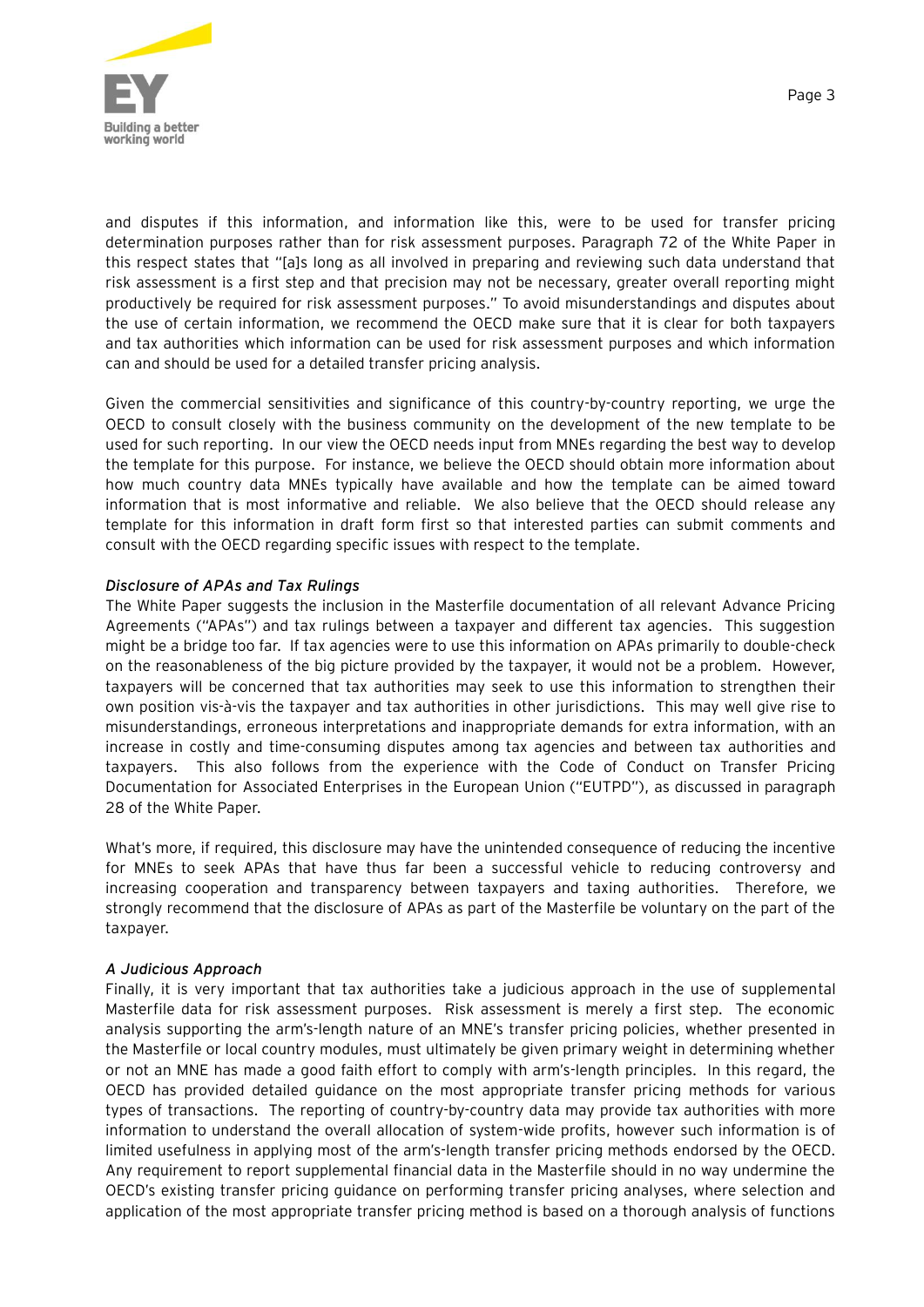and disputes if this information, and information like this, were to be used for transfer pricing determination purposes rather than for risk assessment purposes. Paragraph 72 of the White Paper in this respect states that "[a]s long as all involved in preparing and reviewing such data understand that risk assessment is a first step and that precision may not be necessary, greater overall reporting might productively be required for risk assessment purposes." To avoid misunderstandings and disputes about the use of certain information, we recommend the OECD make sure that it is clear for both taxpayers and tax authorities which information can be used for risk assessment purposes and which information can and should be used for a detailed transfer pricing analysis.

Given the commercial sensitivities and significance of this country-by-country reporting, we urge the OECD to consult closely with the business community on the development of the new template to be used for such reporting. In our view the OECD needs input from MNEs regarding the best way to develop the template for this purpose. For instance, we believe the OECD should obtain more information about how much country data MNEs typically have available and how the template can be aimed toward information that is most informative and reliable. We also believe that the OECD should release any template for this information in draft form first so that interested parties can submit comments and consult with the OECD regarding specific issues with respect to the template.

*Disclosure of APAs and Tax Rulings*

The White Paper suggests the inclusion in the Masterfile documentation of all relevant Advance Pricing Agreements ("APAs") and tax rulings between a taxpayer and different tax agencies. This suggestion might be a bridge too far. If tax agencies were to use this information on APAs primarily to double-check on the reasonableness of the big picture provided by the taxpayer, it would not be a problem. However, taxpayers will be concerned that tax authorities may seek to use this information to strengthen their own position vis-à-vis the taxpayer and tax authorities in other jurisdictions. This may well give rise to misunderstandings, erroneous interpretations and inappropriate demands for extra information, with an increase in costly and time-consuming disputes among tax agencies and between tax authorities and taxpayers. This also follows from the experience with the Code of Conduct on Transfer Pricing Documentation for Associated Enterprises in the European Union ("EUTPD"), as discussed in paragraph 28 of the White Paper.

What's more, if required, this disclosure may have the unintended consequence of reducing the incentive for MNEs to seek APAs that have thus far been a successful vehicle to reducing controversy and increasing cooperation and transparency between taxpayers and taxing authorities. Therefore, we strongly recommend that the disclosure of APAs as part of the Masterfile be voluntary on the part of the taxpayer.

*A Judicious Approach*

Finally, it is very important that tax authorities take a judicious approach in the use of supplemental Masterfile data for risk assessment purposes. Risk assessment is merely a first step. The economic analysis supporting the arm's-length nature of an MNE's transfer pricing policies, whether presented in the Masterfile or local country modules, must ultimately be given primary weight in determining whether or not an MNE has made a good faith effort to comply with arm's-length principles. In this regard, the OECD has provided detailed guidance on the most appropriate transfer pricing methods for various types of transactions. The reporting of country-by-country data may provide tax authorities with more information to understand the overall allocation of system-wide profits, however such information is of limited usefulness in applying most of the arm's-length transfer pricing methods endorsed by the OECD. Any requirement to report supplemental financial data in the Masterfile should in no way undermine the OECD's existing transfer pricing guidance on performing transfer pricing analyses, where selection and application of the most appropriate transfer pricing method is based on a thorough analysis of functions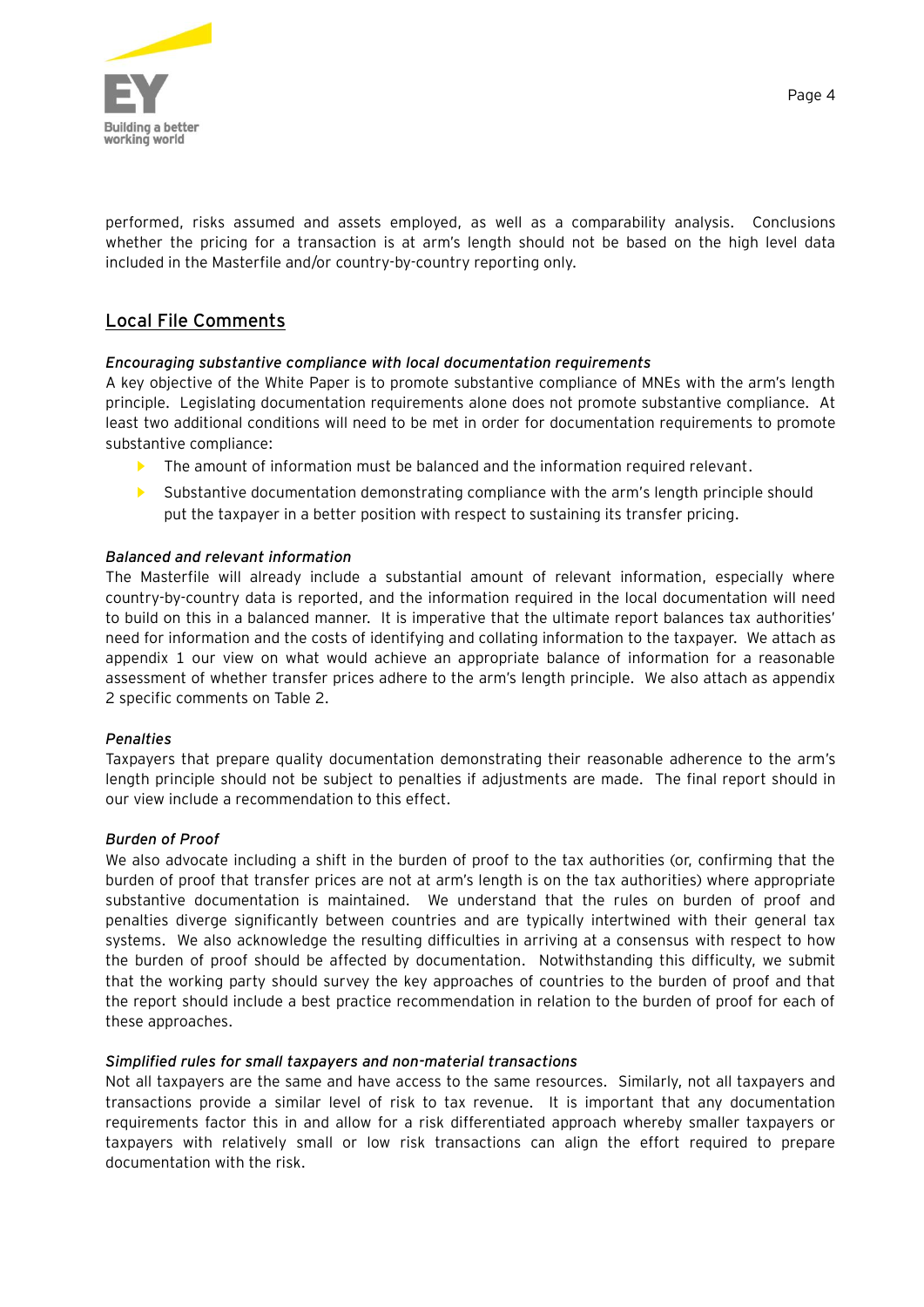performed, risks assumed and assets employed, as well as a comparability analysis. Conclusions whether the pricing for a transaction is at arm's length should not be based on the high level data included in the Masterfile and/or country-by-country reporting only.

## Local File Comments

### *Encouraging substantive compliance with local documentation requirements*

A key objective of the White Paper is to promote substantive compliance of MNEs with the arm's length principle. Legislating documentation requirements alone does not promote substantive compliance. At least two additional conditions will need to be met in order for documentation requirements to promote substantive compliance:

- The amount of information must be balanced and the information required relevant.
- Substantive documentation demonstrating compliance with the arm's length principle should put the taxpayer in a better position with respect to sustaining its transfer pricing.

### *Balanced and relevant information*

The Masterfile will already include a substantial amount of relevant information, especially where country-by-country data is reported, and the information required in the local documentation will need to build on this in a balanced manner. It is imperative that the ultimate report balances tax authorities' need for information and the costs of identifying and collating information to the taxpayer. We attach as appendix 1 our view on what would achieve an appropriate balance of information for a reasonable assessment of whether transfer prices adhere to the arm's length principle. We also attach as appendix 2 specific comments on Table 2.

### *Penalties*

Taxpayers that prepare quality documentation demonstrating their reasonable adherence to the arm's length principle should not be subject to penalties if adjustments are made. The final report should in our view include a recommendation to this effect.

### *Burden of Proof*

We also advocate including a shift in the burden of proof to the tax authorities (or, confirming that the burden of proof that transfer prices are not at arm's length is on the tax authorities) where appropriate substantive documentation is maintained. We understand that the rules on burden of proof and penalties diverge significantly between countries and are typically intertwined with their general tax systems. We also acknowledge the resulting difficulties in arriving at a consensus with respect to how the burden of proof should be affected by documentation. Notwithstanding this difficulty, we submit that the working party should survey the key approaches of countries to the burden of proof and that the report should include a best practice recommendation in relation to the burden of proof for each of these approaches.

### *Simplified rules for small taxpayers and non-material transactions*

Not all taxpayers are the same and have access to the same resources. Similarly, not all taxpayers and transactions provide a similar level of risk to tax revenue. It is important that any documentation requirements factor this in and allow for a risk differentiated approach whereby smaller taxpayers or taxpayers with relatively small or low risk transactions can align the effort required to prepare documentation with the risk.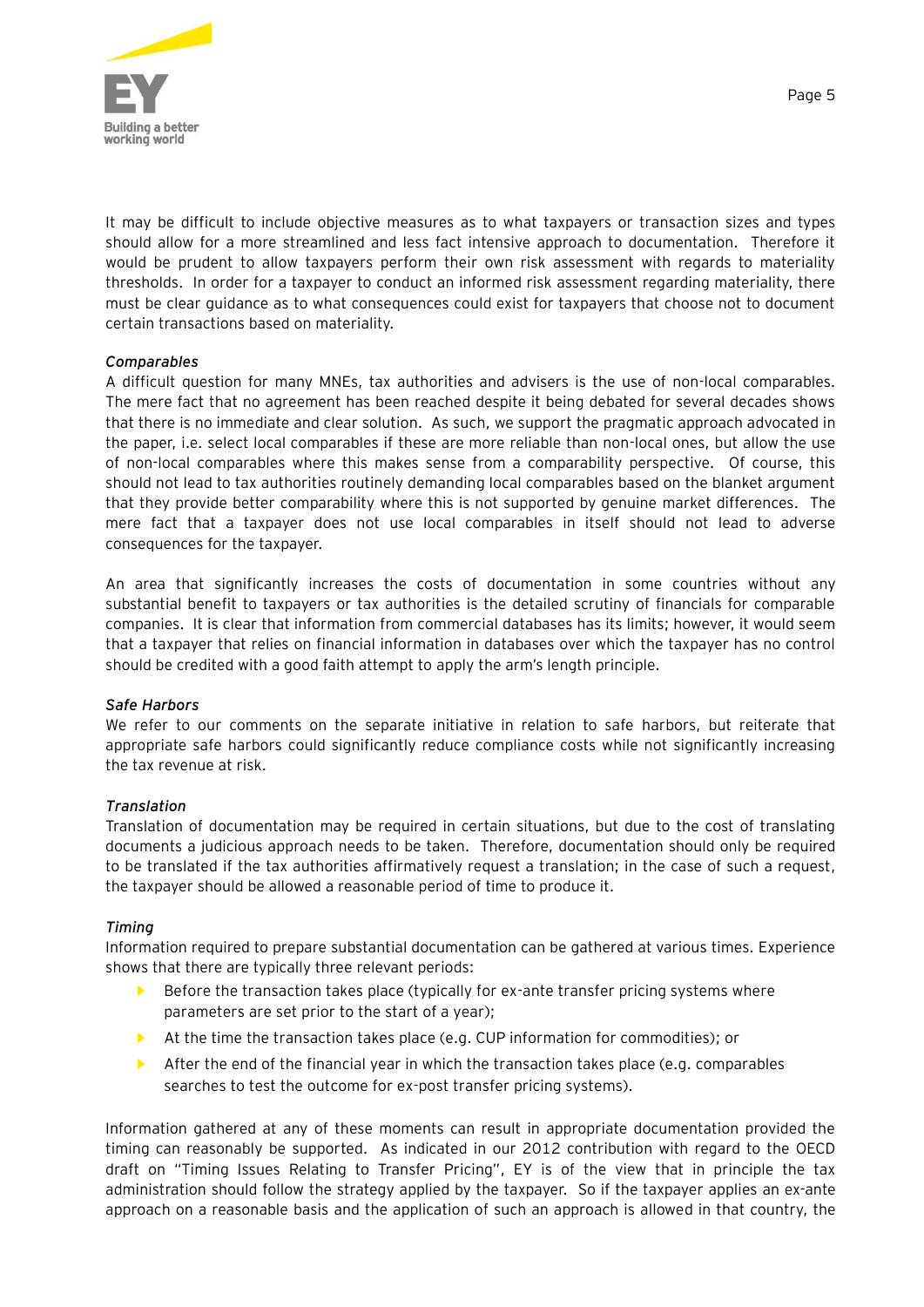It may be difficult to include objective measures as to what taxpayers or transaction sizes and types should allow for a more streamlined and less fact intensive approach to documentation. Therefore it would be prudent to allow taxpayers perform their own risk assessment with regards to materiality thresholds. In order for a taxpayer to conduct an informed risk assessment regarding materiality, there must be clear guidance as to what consequences could exist for taxpayers that choose not to document certain transactions based on materiality.

*Comparables*

A difficult question for many MNEs, tax authorities and advisers is the use of non-local comparables. The mere fact that no agreement has been reached despite it being debated for several decades shows that there is no immediate and clear solution. As such, we support the pragmatic approach advocated in the paper, i.e. select local comparables if these are more reliable than non-local ones, but allow the use of non-local comparables where this makes sense from a comparability perspective. Of course, this should not lead to tax authorities routinely demanding local comparables based on the blanket argument that they provide better comparability where this is not supported by genuine market differences. The mere fact that a taxpayer does not use local comparables in itself should not lead to adverse consequences for the taxpayer.

An area that significantly increases the costs of documentation in some countries without any substantial benefit to taxpayers or tax authorities is the detailed scrutiny of financials for comparable companies. It is clear that information from commercial databases has its limits; however, it would seem that a taxpayer that relies on financial information in databases over which the taxpayer has no control should be credited with a good faith attempt to apply the arm's length principle.

*Safe Harbors*

We refer to our comments on the separate initiative in relation to safe harbors, but reiterate that appropriate safe harbors could significantly reduce compliance costs while not significantly increasing the tax revenue at risk.

*Translation*

Translation of documentation may be required in certain situations, but due to the cost of translating documents a judicious approach needs to be taken. Therefore, documentation should only be required to be translated if the tax authorities affirmatively request a translation; in the case of such a request, the taxpayer should be allowed a reasonable period of time to produce it.

*Timing*

Information required to prepare substantial documentation can be gathered at various times. Experience shows that there are typically three relevant periods:

- Before the transaction takes place (typically for ex-ante transfer pricing systems where parameters are set prior to the start of a year);
- At the time the transaction takes place (e.g. CUP information for commodities); or
- After the end of the financial year in which the transaction takes place (e.g. comparables searches to test the outcome for ex-post transfer pricing systems).

Information gathered at any of these moments can result in appropriate documentation provided the timing can reasonably be supported. As indicated in our 2012 contribution with regard to the OECD draft on "Timing Issues Relating to Transfer Pricing", EY is of the view that in principle the tax administration should follow the strategy applied by the taxpayer. So if the taxpayer applies an ex-ante approach on a reasonable basis and the application of such an approach is allowed in that country, the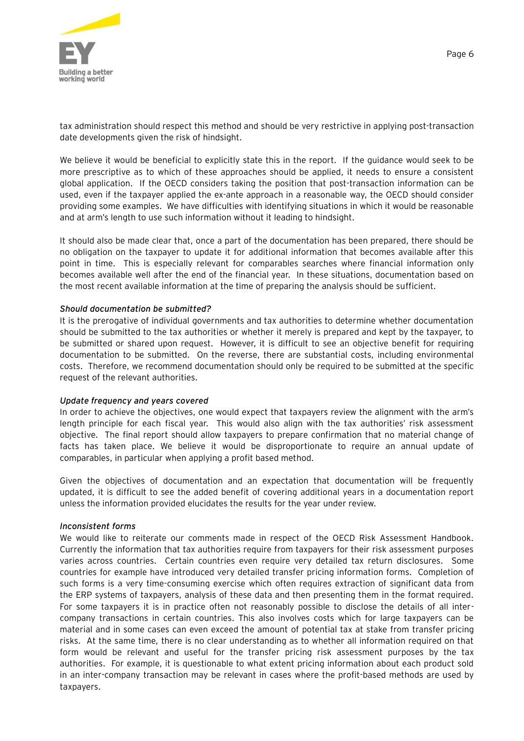tax administration should respect this method and should be very restrictive in applying post-transaction date developments given the risk of hindsight.

We believe it would be beneficial to explicitly state this in the report. If the guidance would seek to be more prescriptive as to which of these approaches should be applied, it needs to ensure a consistent global application. If the OECD considers taking the position that post-transaction information can be used, even if the taxpayer applied the ex-ante approach in a reasonable way, the OECD should consider providing some examples. We have difficulties with identifying situations in which it would be reasonable and at arm's length to use such information without it leading to hindsight.

It should also be made clear that, once a part of the documentation has been prepared, there should be no obligation on the taxpayer to update it for additional information that becomes available after this point in time. This is especially relevant for comparables searches where financial information only becomes available well after the end of the financial year. In these situations, documentation based on the most recent available information at the time of preparing the analysis should be sufficient.

*Should documentation be submitted?*

It is the prerogative of individual governments and tax authorities to determine whether documentation should be submitted to the tax authorities or whether it merely is prepared and kept by the taxpayer, to be submitted or shared upon request. However, it is difficult to see an objective benefit for requiring documentation to be submitted. On the reverse, there are substantial costs, including environmental costs. Therefore, we recommend documentation should only be required to be submitted at the specific request of the relevant authorities.

*Update frequency and years covered*

In order to achieve the objectives, one would expect that taxpayers review the alignment with the arm's length principle for each fiscal year. This would also align with the tax authorities' risk assessment objective. The final report should allow taxpayers to prepare confirmation that no material change of facts has taken place. We believe it would be disproportionate to require an annual update of comparables, in particular when applying a profit based method.

Given the objectives of documentation and an expectation that documentation will be frequently updated, it is difficult to see the added benefit of covering additional years in a documentation report unless the information provided elucidates the results for the year under review.

*Inconsistent forms*

We would like to reiterate our comments made in respect of the OECD Risk Assessment Handbook. Currently the information that tax authorities require from taxpayers for their risk assessment purposes varies across countries. Certain countries even require very detailed tax return disclosures. Some countries for example have introduced very detailed transfer pricing information forms. Completion of such forms is a very time-consuming exercise which often requires extraction of significant data from the ERP systems of taxpayers, analysis of these data and then presenting them in the format required. For some taxpayers it is in practice often not reasonably possible to disclose the details of all inter-company transactions in certain countries. This also involves costs which for large taxpayers can be material and in some cases can even exceed the amount of potential tax at stake from transfer pricing risks. At the same time, there is no clear understanding as to whether all information required on that form would be relevant and useful for the transfer pricing risk assessment purposes by the tax authorities. For example, it is questionable to what extent pricing information about each product sold in an inter-company transaction may be relevant in cases where the profit-based methods are used by taxpayers.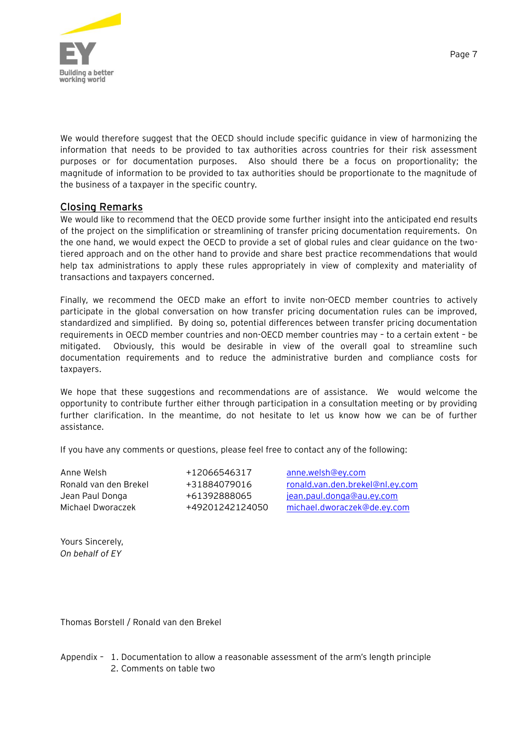We would therefore suggest that the OECD should include specific guidance in view of harmonizing the information that needs to be provided to tax authorities across countries for their risk assessment purposes or for documentation purposes. Also should there be a focus on proportionality; the magnitude of information to be provided to tax authorities should be proportionate to the magnitude of the business of a taxpayer in the specific country.

## Closing Remarks

We would like to recommend that the OECD provide some further insight into the anticipated end results of the project on the simplification or streamlining of transfer pricing documentation requirements. On the one hand, we would expect the OECD to provide a set of global rules and clear guidance on the two-tiered approach and on the other hand to provide and share best practice recommendations that would help tax administrations to apply these rules appropriately in view of complexity and materiality of transactions and taxpayers concerned.

Finally, we recommend the OECD make an effort to invite non-OECD member countries to actively participate in the global conversation on how transfer pricing documentation rules can be improved, standardized and simplified. By doing so, potential differences between transfer pricing documentation requirements in OECD member countries and non-OECD member countries may – to a certain extent – be mitigated. Obviously, this would be desirable in view of the overall goal to streamline such documentation requirements and to reduce the administrative burden and compliance costs for taxpayers.

We hope that these suggestions and recommendations are of assistance. We would welcome the opportunity to contribute further either through participation in a consultation meeting or by providing further clarification. In the meantime, do not hesitate to let us know how we can be of further assistance.

If you have any comments or questions, please feel free to contact any of the following:

| | | |
|---|---|---|
| Anne Welsh | +12066546317 | anne.welsh@ey.com |
| Ronald van den Brekel | +31884079016 | ronald.van.den.brekel@nl.ey.com |
| Jean Paul Donga | +61392888065 | jean.paul.donga@au.ey.com |
| Michael Dworaczek | +49201242124050 | michael.dworaczek@de.ey.com |

Yours Sincerely,
*On behalf of EY*

Thomas Borstell / Ronald van den Brekel

Appendix – 1. Documentation to allow a reasonable assessment of the arm's length principle
2. Comments on table two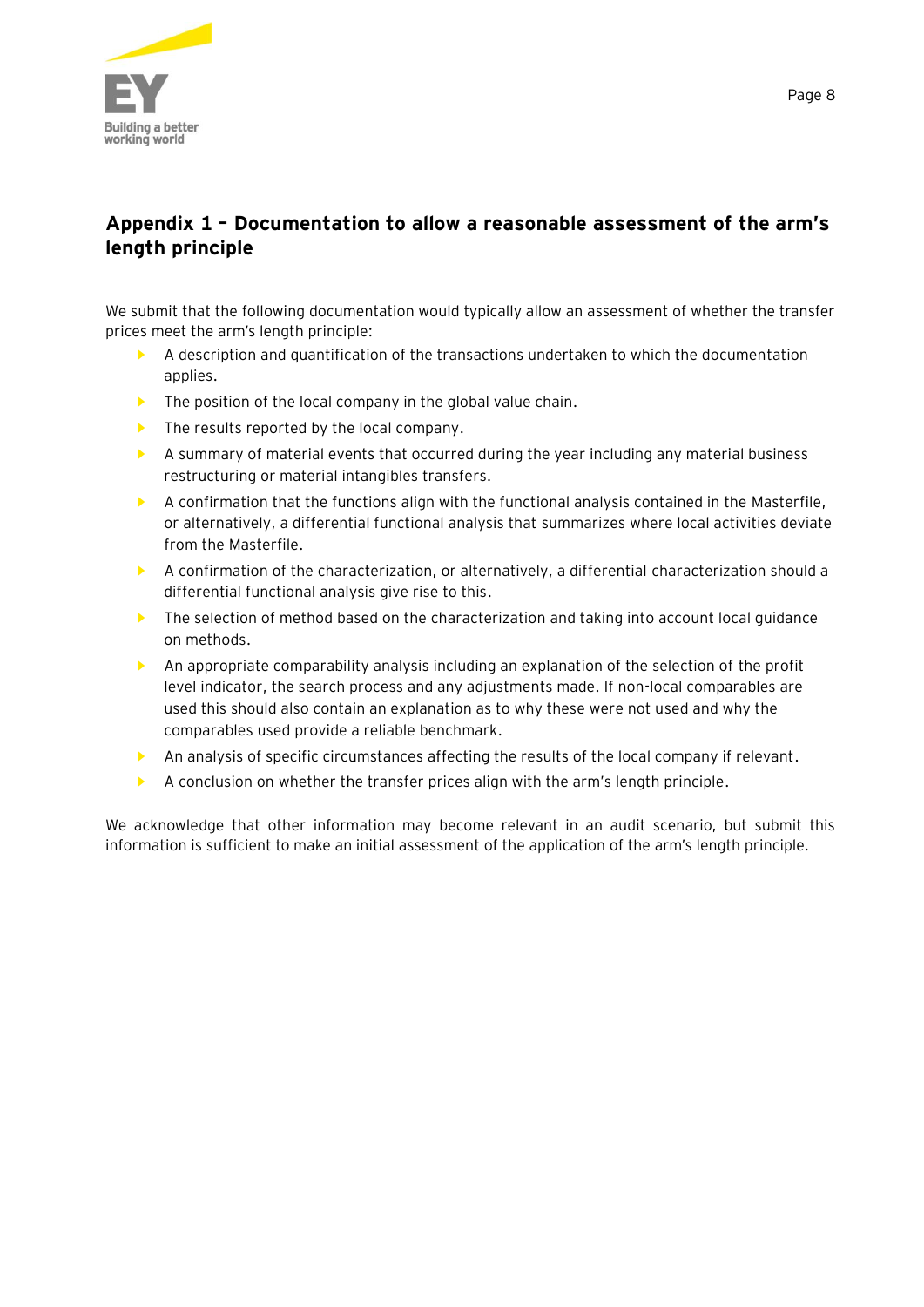## Appendix 1 – Documentation to allow a reasonable assessment of the arm's length principle

We submit that the following documentation would typically allow an assessment of whether the transfer prices meet the arm's length principle:

- A description and quantification of the transactions undertaken to which the documentation applies.
- The position of the local company in the global value chain.
- The results reported by the local company.
- A summary of material events that occurred during the year including any material business restructuring or material intangibles transfers.
- A confirmation that the functions align with the functional analysis contained in the Masterfile, or alternatively, a differential functional analysis that summarizes where local activities deviate from the Masterfile.
- A confirmation of the characterization, or alternatively, a differential characterization should a differential functional analysis give rise to this.
- The selection of method based on the characterization and taking into account local guidance on methods.
- An appropriate comparability analysis including an explanation of the selection of the profit level indicator, the search process and any adjustments made. If non-local comparables are used this should also contain an explanation as to why these were not used and why the comparables used provide a reliable benchmark.
- An analysis of specific circumstances affecting the results of the local company if relevant.
- A conclusion on whether the transfer prices align with the arm's length principle.

We acknowledge that other information may become relevant in an audit scenario, but submit this information is sufficient to make an initial assessment of the application of the arm's length principle.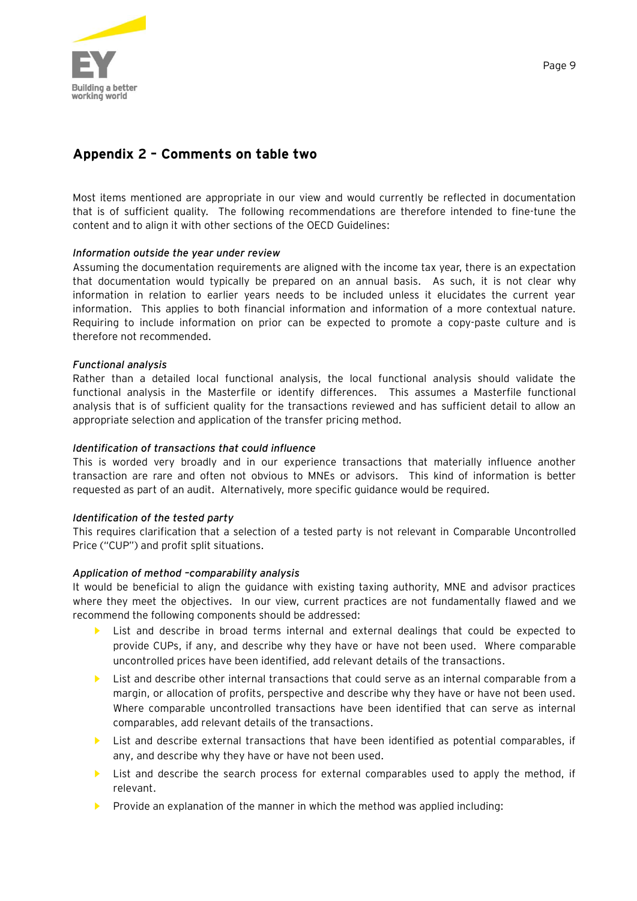## Appendix 2 – Comments on table two

Most items mentioned are appropriate in our view and would currently be reflected in documentation that is of sufficient quality. The following recommendations are therefore intended to fine-tune the content and to align it with other sections of the OECD Guidelines:

*Information outside the year under review*

Assuming the documentation requirements are aligned with the income tax year, there is an expectation that documentation would typically be prepared on an annual basis. As such, it is not clear why information in relation to earlier years needs to be included unless it elucidates the current year information. This applies to both financial information and information of a more contextual nature. Requiring to include information on prior can be expected to promote a copy-paste culture and is therefore not recommended.

*Functional analysis*

Rather than a detailed local functional analysis, the local functional analysis should validate the functional analysis in the Masterfile or identify differences. This assumes a Masterfile functional analysis that is of sufficient quality for the transactions reviewed and has sufficient detail to allow an appropriate selection and application of the transfer pricing method.

*Identification of transactions that could influence*

This is worded very broadly and in our experience transactions that materially influence another transaction are rare and often not obvious to MNEs or advisors. This kind of information is better requested as part of an audit. Alternatively, more specific guidance would be required.

*Identification of the tested party*

This requires clarification that a selection of a tested party is not relevant in Comparable Uncontrolled Price ("CUP") and profit split situations.

*Application of method –comparability analysis*

It would be beneficial to align the guidance with existing taxing authority, MNE and advisor practices where they meet the objectives. In our view, current practices are not fundamentally flawed and we recommend the following components should be addressed:

- List and describe in broad terms internal and external dealings that could be expected to provide CUPs, if any, and describe why they have or have not been used. Where comparable uncontrolled prices have been identified, add relevant details of the transactions.
- List and describe other internal transactions that could serve as an internal comparable from a margin, or allocation of profits, perspective and describe why they have or have not been used. Where comparable uncontrolled transactions have been identified that can serve as internal comparables, add relevant details of the transactions.
- List and describe external transactions that have been identified as potential comparables, if any, and describe why they have or have not been used.
- List and describe the search process for external comparables used to apply the method, if relevant.
- Provide an explanation of the manner in which the method was applied including: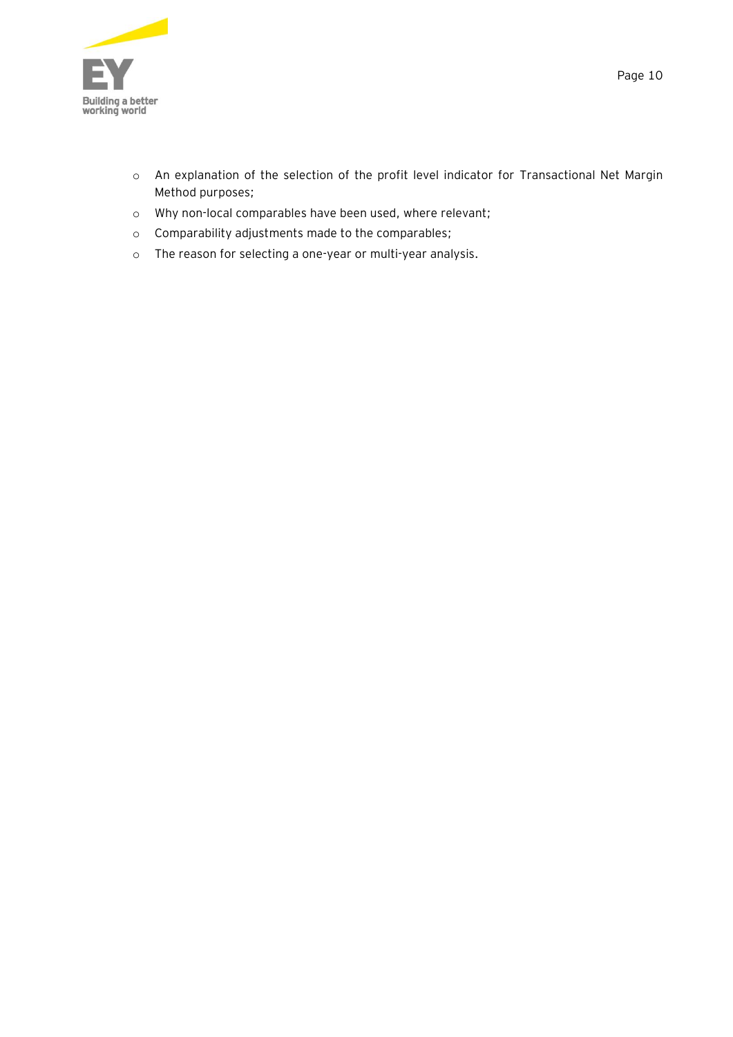- An explanation of the selection of the profit level indicator for Transactional Net Margin Method purposes;
- Why non-local comparables have been used, where relevant;
- Comparability adjustments made to the comparables;
- The reason for selecting a one-year or multi-year analysis.